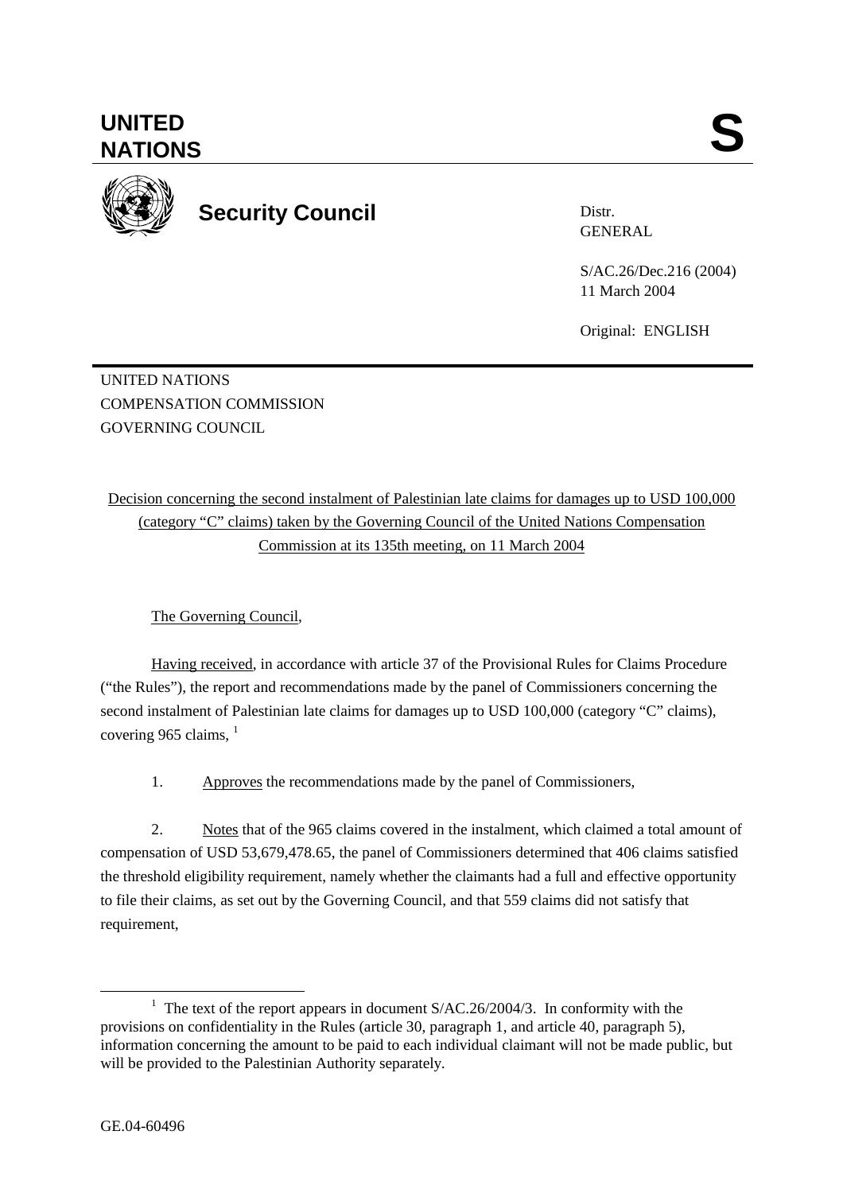**UNITED NATIONS** **S**

**Security Council**

Distr.
GENERAL

S/AC.26/Dec.216 (2004)
11 March 2004

Original: ENGLISH

UNITED NATIONS
COMPENSATION COMMISSION
GOVERNING COUNCIL

Decision concerning the second instalment of Palestinian late claims for damages up to USD 100,000 (category "C" claims) taken by the Governing Council of the United Nations Compensation Commission at its 135th meeting, on 11 March 2004

The Governing Council,

Having received, in accordance with article 37 of the Provisional Rules for Claims Procedure ("the Rules"), the report and recommendations made by the panel of Commissioners concerning the second instalment of Palestinian late claims for damages up to USD 100,000 (category "C" claims), covering 965 claims, [1]

1. Approves the recommendations made by the panel of Commissioners,

2. Notes that of the 965 claims covered in the instalment, which claimed a total amount of compensation of USD 53,679,478.65, the panel of Commissioners determined that 406 claims satisfied the threshold eligibility requirement, namely whether the claimants had a full and effective opportunity to file their claims, as set out by the Governing Council, and that 559 claims did not satisfy that requirement,

[1] The text of the report appears in document S/AC.26/2004/3. In conformity with the provisions on confidentiality in the Rules (article 30, paragraph 1, and article 40, paragraph 5), information concerning the amount to be paid to each individual claimant will not be made public, but will be provided to the Palestinian Authority separately.

GE.04-60496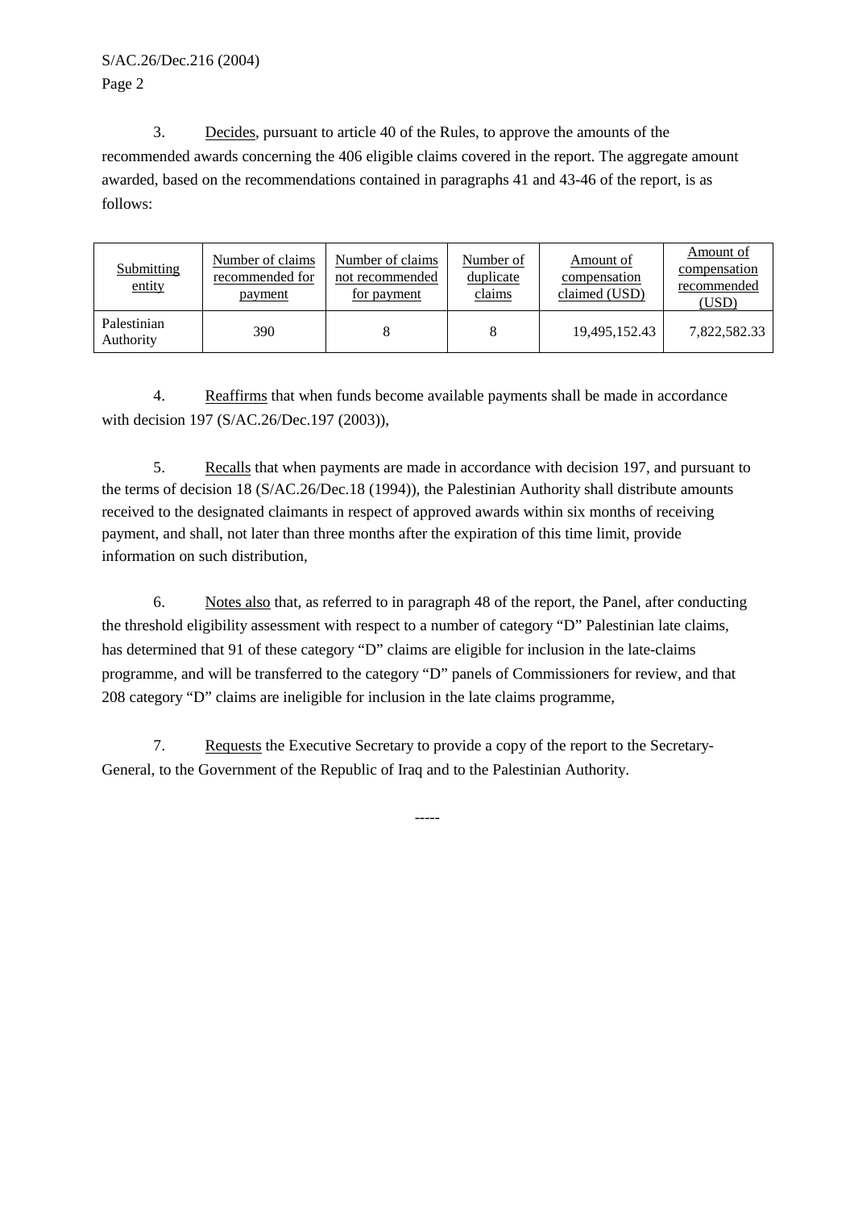3. Decides, pursuant to article 40 of the Rules, to approve the amounts of the recommended awards concerning the 406 eligible claims covered in the report. The aggregate amount awarded, based on the recommendations contained in paragraphs 41 and 43-46 of the report, is as follows:

| Submitting entity | Number of claims recommended for payment | Number of claims not recommended for payment | Number of duplicate claims | Amount of compensation claimed (USD) | Amount of compensation recommended (USD) |
|---|---|---|---|---|---|
| Palestinian Authority | 390 | 8 | 8 | 19,495,152.43 | 7,822,582.33 |

4. Reaffirms that when funds become available payments shall be made in accordance with decision 197 (S/AC.26/Dec.197 (2003)),

5. Recalls that when payments are made in accordance with decision 197, and pursuant to the terms of decision 18 (S/AC.26/Dec.18 (1994)), the Palestinian Authority shall distribute amounts received to the designated claimants in respect of approved awards within six months of receiving payment, and shall, not later than three months after the expiration of this time limit, provide information on such distribution,

6. Notes also that, as referred to in paragraph 48 of the report, the Panel, after conducting the threshold eligibility assessment with respect to a number of category "D" Palestinian late claims, has determined that 91 of these category "D" claims are eligible for inclusion in the late-claims programme, and will be transferred to the category "D" panels of Commissioners for review, and that 208 category "D" claims are ineligible for inclusion in the late claims programme,

7. Requests the Executive Secretary to provide a copy of the report to the Secretary-General, to the Government of the Republic of Iraq and to the Palestinian Authority.

-----